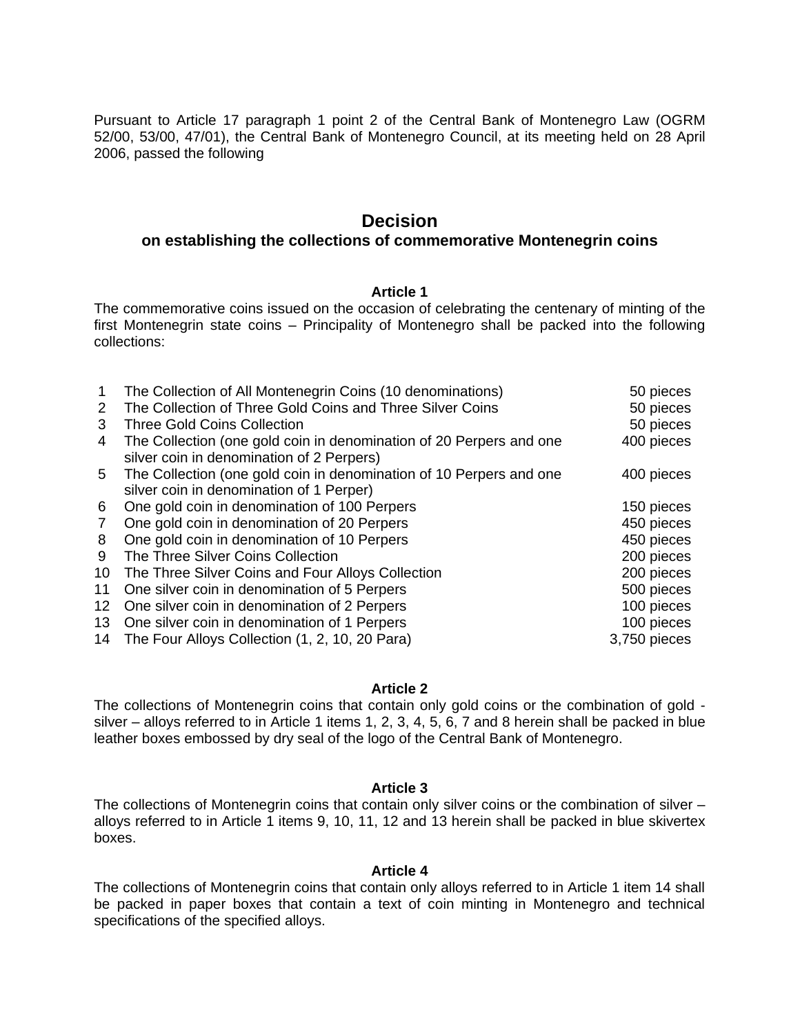Pursuant to Article 17 paragraph 1 point 2 of the Central Bank of Montenegro Law (OGRM 52/00, 53/00, 47/01), the Central Bank of Montenegro Council, at its meeting held on 28 April 2006, passed the following

# Decision

## on establishing the collections of commemorative Montenegrin coins

**Article 1**

The commemorative coins issued on the occasion of celebrating the centenary of minting of the first Montenegrin state coins – Principality of Montenegro shall be packed into the following collections:

| | | |
|---|---|---|
| 1 | The Collection of All Montenegrin Coins (10 denominations) | 50 pieces |
| 2 | The Collection of Three Gold Coins and Three Silver Coins | 50 pieces |
| 3 | Three Gold Coins Collection | 50 pieces |
| 4 | The Collection (one gold coin in denomination of 20 Perpers and one silver coin in denomination of 2 Perpers) | 400 pieces |
| 5 | The Collection (one gold coin in denomination of 10 Perpers and one silver coin in denomination of 1 Perper) | 400 pieces |
| 6 | One gold coin in denomination of 100 Perpers | 150 pieces |
| 7 | One gold coin in denomination of 20 Perpers | 450 pieces |
| 8 | One gold coin in denomination of 10 Perpers | 450 pieces |
| 9 | The Three Silver Coins Collection | 200 pieces |
| 10 | The Three Silver Coins and Four Alloys Collection | 200 pieces |
| 11 | One silver coin in denomination of 5 Perpers | 500 pieces |
| 12 | One silver coin in denomination of 2 Perpers | 100 pieces |
| 13 | One silver coin in denomination of 1 Perpers | 100 pieces |
| 14 | The Four Alloys Collection (1, 2, 10, 20 Para) | 3,750 pieces |

**Article 2**

The collections of Montenegrin coins that contain only gold coins or the combination of gold - silver – alloys referred to in Article 1 items 1, 2, 3, 4, 5, 6, 7 and 8 herein shall be packed in blue leather boxes embossed by dry seal of the logo of the Central Bank of Montenegro.

**Article 3**

The collections of Montenegrin coins that contain only silver coins or the combination of silver – alloys referred to in Article 1 items 9, 10, 11, 12 and 13 herein shall be packed in blue skivertex boxes.

**Article 4**

The collections of Montenegrin coins that contain only alloys referred to in Article 1 item 14 shall be packed in paper boxes that contain a text of coin minting in Montenegro and technical specifications of the specified alloys.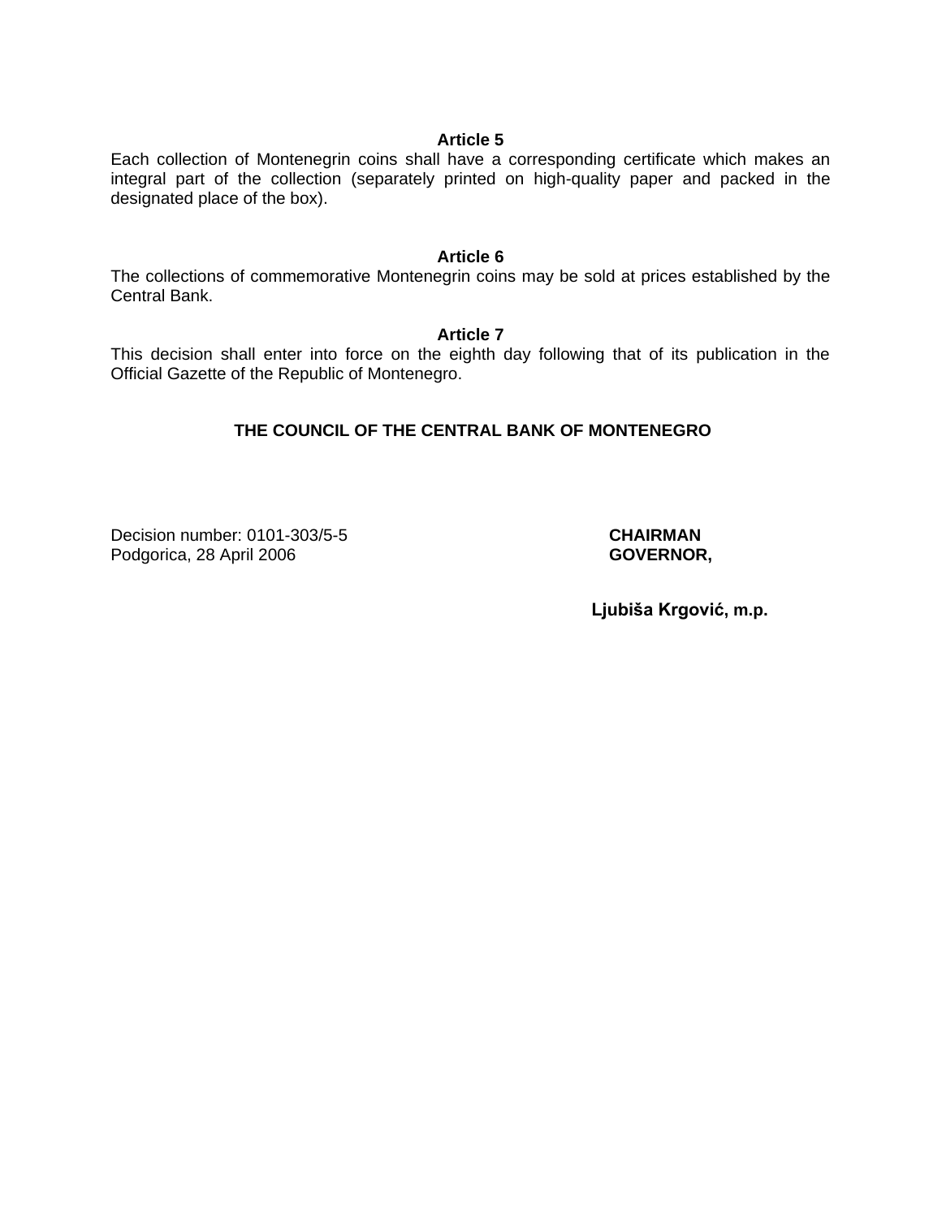**Article 5**

Each collection of Montenegrin coins shall have a corresponding certificate which makes an integral part of the collection (separately printed on high-quality paper and packed in the designated place of the box).

**Article 6**

The collections of commemorative Montenegrin coins may be sold at prices established by the Central Bank.

**Article 7**

This decision shall enter into force on the eighth day following that of its publication in the Official Gazette of the Republic of Montenegro.

**THE COUNCIL OF THE CENTRAL BANK OF MONTENEGRO**

Decision number: 0101-303/5-5
Podgorica, 28 April 2006

**CHAIRMAN**
**GOVERNOR,**

**Ljubiša Krgović, m.p.**